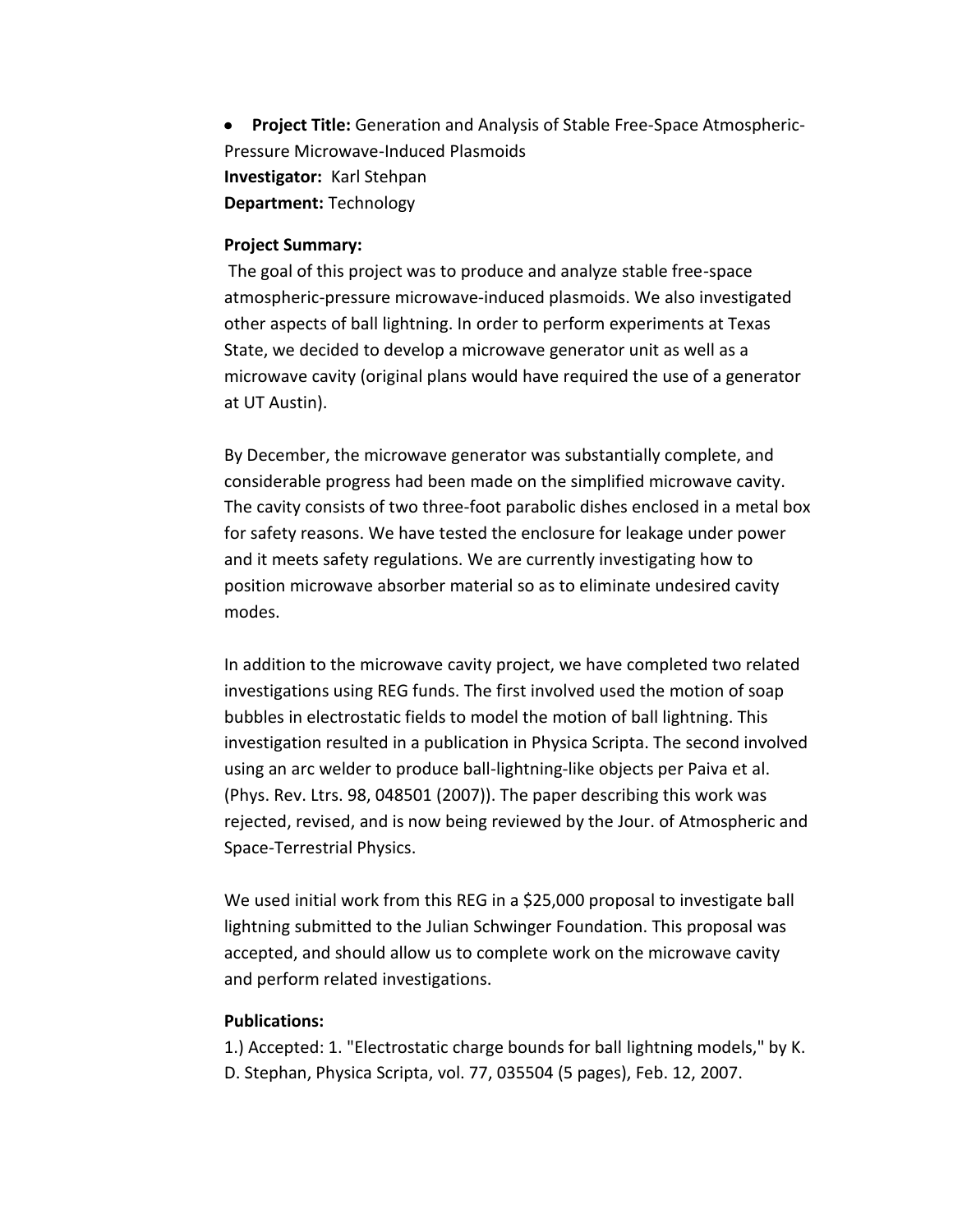- **Project Title:** Generation and Analysis of Stable Free-Space Atmospheric-Pressure Microwave-Induced Plasmoids

**Investigator:** Karl Stehpan
**Department:** Technology

**Project Summary:**
The goal of this project was to produce and analyze stable free-space atmospheric-pressure microwave-induced plasmoids. We also investigated other aspects of ball lightning. In order to perform experiments at Texas State, we decided to develop a microwave generator unit as well as a microwave cavity (original plans would have required the use of a generator at UT Austin).

By December, the microwave generator was substantially complete, and considerable progress had been made on the simplified microwave cavity. The cavity consists of two three-foot parabolic dishes enclosed in a metal box for safety reasons. We have tested the enclosure for leakage under power and it meets safety regulations. We are currently investigating how to position microwave absorber material so as to eliminate undesired cavity modes.

In addition to the microwave cavity project, we have completed two related investigations using REG funds. The first involved used the motion of soap bubbles in electrostatic fields to model the motion of ball lightning. This investigation resulted in a publication in Physica Scripta. The second involved using an arc welder to produce ball-lightning-like objects per Paiva et al. (Phys. Rev. Ltrs. 98, 048501 (2007)). The paper describing this work was rejected, revised, and is now being reviewed by the Jour. of Atmospheric and Space-Terrestrial Physics.

We used initial work from this REG in a $25,000 proposal to investigate ball lightning submitted to the Julian Schwinger Foundation. This proposal was accepted, and should allow us to complete work on the microwave cavity and perform related investigations.

**Publications:**
1.) Accepted: 1. "Electrostatic charge bounds for ball lightning models," by K. D. Stephan, Physica Scripta, vol. 77, 035504 (5 pages), Feb. 12, 2007.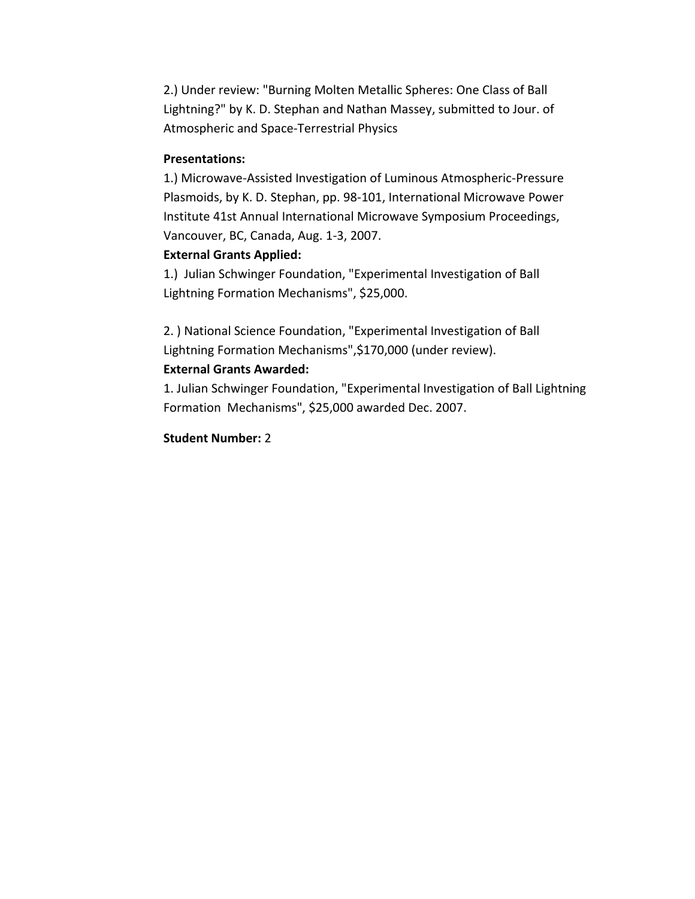2.) Under review: "Burning Molten Metallic Spheres: One Class of Ball Lightning?" by K. D. Stephan and Nathan Massey, submitted to Jour. of Atmospheric and Space-Terrestrial Physics

**Presentations:**

1.) Microwave-Assisted Investigation of Luminous Atmospheric-Pressure Plasmoids, by K. D. Stephan, pp. 98-101, International Microwave Power Institute 41st Annual International Microwave Symposium Proceedings, Vancouver, BC, Canada, Aug. 1-3, 2007.

**External Grants Applied:**

1.) Julian Schwinger Foundation, "Experimental Investigation of Ball Lightning Formation Mechanisms", $25,000.

2. ) National Science Foundation, "Experimental Investigation of Ball Lightning Formation Mechanisms",$170,000 (under review).

**External Grants Awarded:**

1. Julian Schwinger Foundation, "Experimental Investigation of Ball Lightning Formation Mechanisms", $25,000 awarded Dec. 2007.

**Student Number:** 2